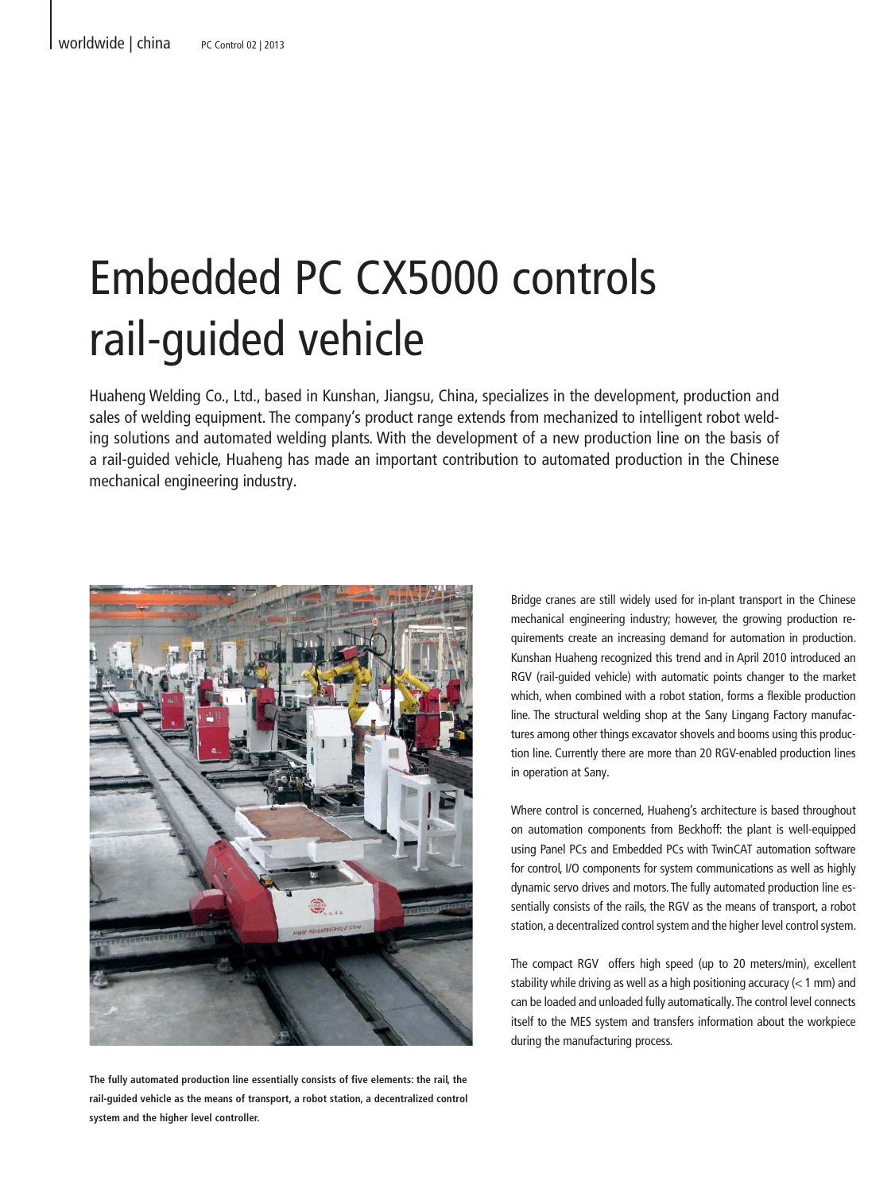# Embedded PC CX5000 controls rail-guided vehicle

Huaheng Welding Co., Ltd., based in Kunshan, Jiangsu, China, specializes in the development, production and sales of welding equipment. The company's product range extends from mechanized to intelligent robot welding solutions and automated welding plants. With the development of a new production line on the basis of a rail-guided vehicle, Huaheng has made an important contribution to automated production in the Chinese mechanical engineering industry.

**The fully automated production line essentially consists of five elements: the rail, the rail-guided vehicle as the means of transport, a robot station, a decentralized control system and the higher level controller.**

Bridge cranes are still widely used for in-plant transport in the Chinese mechanical engineering industry; however, the growing production requirements create an increasing demand for automation in production. Kunshan Huaheng recognized this trend and in April 2010 introduced an RGV (rail-guided vehicle) with automatic points changer to the market which, when combined with a robot station, forms a flexible production line. The structural welding shop at the Sany Lingang Factory manufactures among other things excavator shovels and booms using this production line. Currently there are more than 20 RGV-enabled production lines in operation at Sany.

Where control is concerned, Huaheng's architecture is based throughout on automation components from Beckhoff: the plant is well-equipped using Panel PCs and Embedded PCs with TwinCAT automation software for control, I/O components for system communications as well as highly dynamic servo drives and motors. The fully automated production line essentially consists of the rails, the RGV as the means of transport, a robot station, a decentralized control system and the higher level control system.

The compact RGV offers high speed (up to 20 meters/min), excellent stability while driving as well as a high positioning accuracy (< 1 mm) and can be loaded and unloaded fully automatically. The control level connects itself to the MES system and transfers information about the workpiece during the manufacturing process.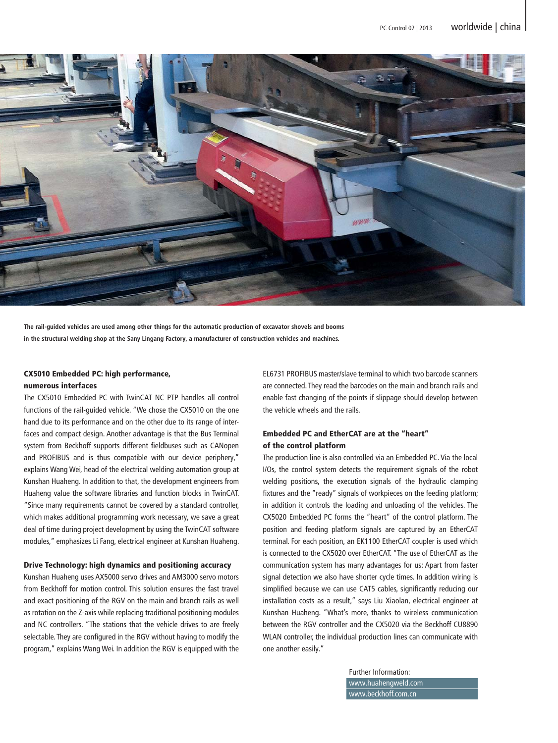The rail-guided vehicles are used among other things for the automatic production of excavator shovels and booms in the structural welding shop at the Sany Lingang Factory, a manufacturer of construction vehicles and machines.

### CX5010 Embedded PC: high performance, numerous interfaces

The CX5010 Embedded PC with TwinCAT NC PTP handles all control functions of the rail-guided vehicle. "We chose the CX5010 on the one hand due to its performance and on the other due to its range of interfaces and compact design. Another advantage is that the Bus Terminal system from Beckhoff supports different fieldbuses such as CANopen and PROFIBUS and is thus compatible with our device periphery," explains Wang Wei, head of the electrical welding automation group at Kunshan Huaheng. In addition to that, the development engineers from Huaheng value the software libraries and function blocks in TwinCAT. "Since many requirements cannot be covered by a standard controller, which makes additional programming work necessary, we save a great deal of time during project development by using the TwinCAT software modules," emphasizes Li Fang, electrical engineer at Kunshan Huaheng.

### Drive Technology: high dynamics and positioning accuracy

Kunshan Huaheng uses AX5000 servo drives and AM3000 servo motors from Beckhoff for motion control. This solution ensures the fast travel and exact positioning of the RGV on the main and branch rails as well as rotation on the Z-axis while replacing traditional positioning modules and NC controllers. "The stations that the vehicle drives to are freely selectable. They are configured in the RGV without having to modify the program," explains Wang Wei. In addition the RGV is equipped with the EL6731 PROFIBUS master/slave terminal to which two barcode scanners are connected. They read the barcodes on the main and branch rails and enable fast changing of the points if slippage should develop between the vehicle wheels and the rails.

### Embedded PC and EtherCAT are at the "heart" of the control platform

The production line is also controlled via an Embedded PC. Via the local I/Os, the control system detects the requirement signals of the robot welding positions, the execution signals of the hydraulic clamping fixtures and the "ready" signals of workpieces on the feeding platform; in addition it controls the loading and unloading of the vehicles. The CX5020 Embedded PC forms the "heart" of the control platform. The position and feeding platform signals are captured by an EtherCAT terminal. For each position, an EK1100 EtherCAT coupler is used which is connected to the CX5020 over EtherCAT. "The use of EtherCAT as the communication system has many advantages for us: Apart from faster signal detection we also have shorter cycle times. In addition wiring is simplified because we can use CAT5 cables, significantly reducing our installation costs as a result," says Liu Xiaolan, electrical engineer at Kunshan Huaheng. "What's more, thanks to wireless communication between the RGV controller and the CX5020 via the Beckhoff CU8890 WLAN controller, the individual production lines can communicate with one another easily."

Further Information:
www.huahengweld.com
www.beckhoff.com.cn